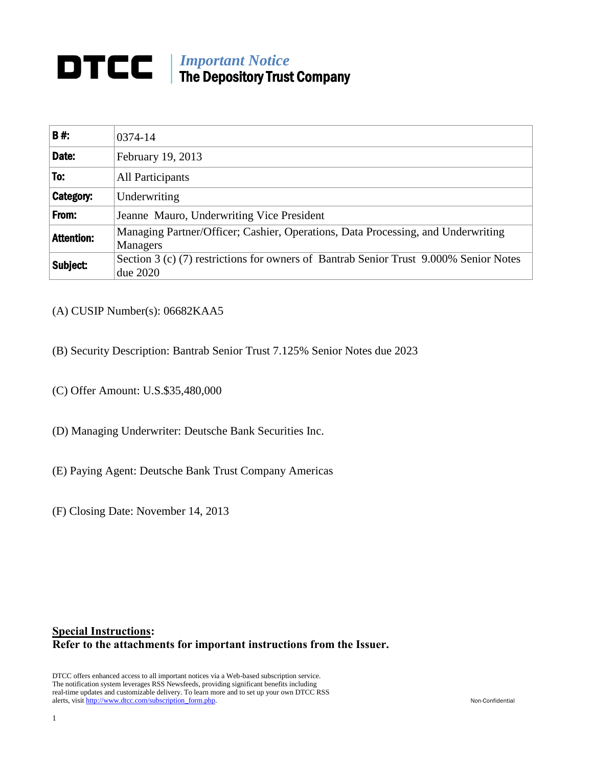# DTCC | *Important Notice* The Depository Trust Company

| | |
|---|---|
| **B #:** | 0374-14 |
| **Date:** | February 19, 2013 |
| **To:** | All Participants |
| **Category:** | Underwriting |
| **From:** | Jeanne Mauro, Underwriting Vice President |
| **Attention:** | Managing Partner/Officer; Cashier, Operations, Data Processing, and Underwriting Managers |
| **Subject:** | Section 3 (c) (7) restrictions for owners of Bantrab Senior Trust 9.000% Senior Notes due 2020 |

(A) CUSIP Number(s): 06682KAA5

(B) Security Description: Bantrab Senior Trust 7.125% Senior Notes due 2023

(C) Offer Amount: U.S.$35,480,000

(D) Managing Underwriter: Deutsche Bank Securities Inc.

(E) Paying Agent: Deutsche Bank Trust Company Americas

(F) Closing Date: November 14, 2013

**Special Instructions:**
**Refer to the attachments for important instructions from the Issuer.**

DTCC offers enhanced access to all important notices via a Web-based subscription service. The notification system leverages RSS Newsfeeds, providing significant benefits including real-time updates and customizable delivery. To learn more and to set up your own DTCC RSS alerts, visit http://www.dtcc.com/subscription_form.php.

Non-Confidential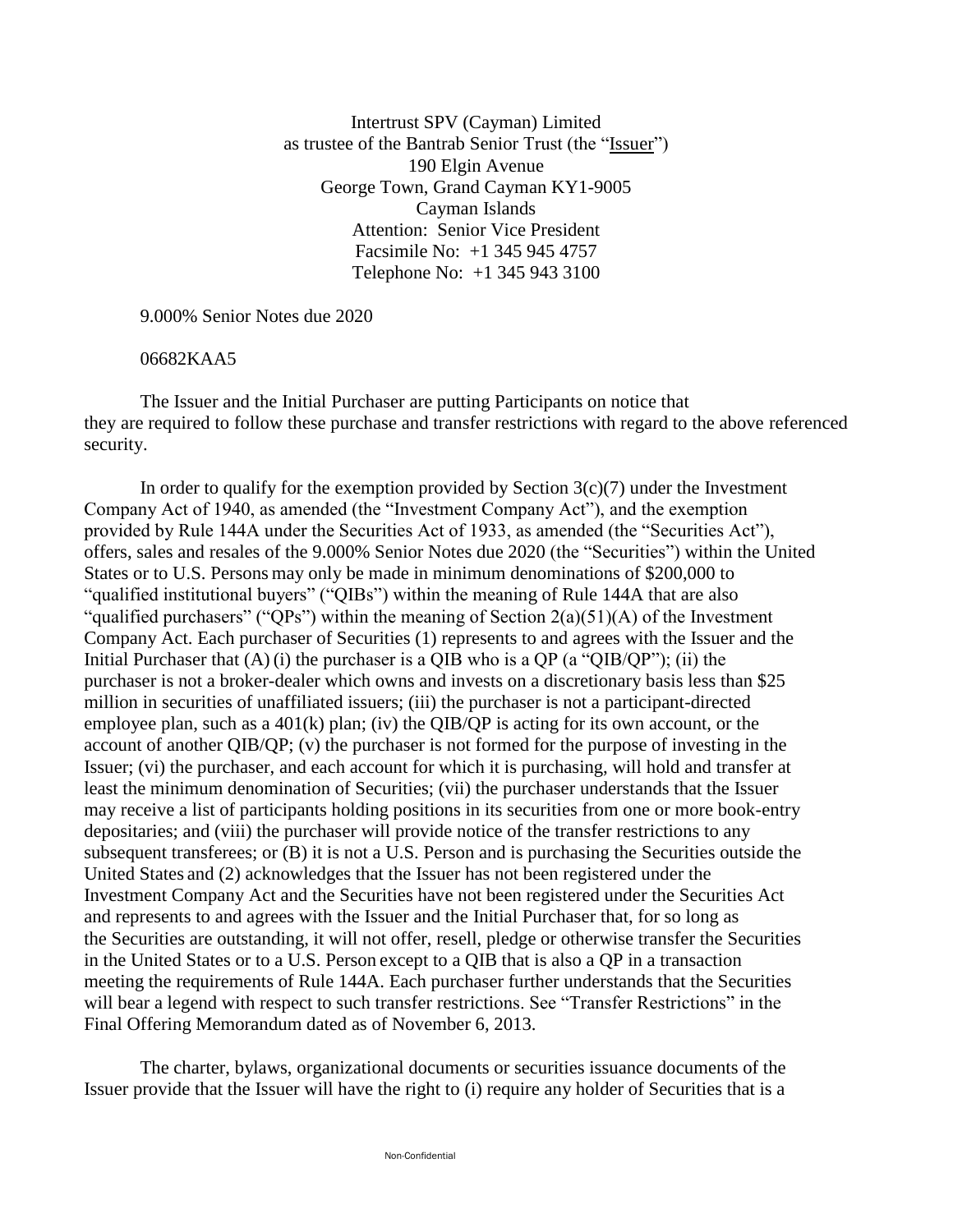Intertrust SPV (Cayman) Limited
as trustee of the Bantrab Senior Trust (the "Issuer")
190 Elgin Avenue
George Town, Grand Cayman KY1-9005
Cayman Islands
Attention: Senior Vice President
Facsimile No: +1 345 945 4757
Telephone No: +1 345 943 3100

9.000% Senior Notes due 2020

06682KAA5

The Issuer and the Initial Purchaser are putting Participants on notice that they are required to follow these purchase and transfer restrictions with regard to the above referenced security.

In order to qualify for the exemption provided by Section 3(c)(7) under the Investment Company Act of 1940, as amended (the "Investment Company Act"), and the exemption provided by Rule 144A under the Securities Act of 1933, as amended (the "Securities Act"), offers, sales and resales of the 9.000% Senior Notes due 2020 (the "Securities") within the United States or to U.S. Persons may only be made in minimum denominations of $200,000 to "qualified institutional buyers" ("QIBs") within the meaning of Rule 144A that are also "qualified purchasers" ("QPs") within the meaning of Section 2(a)(51)(A) of the Investment Company Act. Each purchaser of Securities (1) represents to and agrees with the Issuer and the Initial Purchaser that (A) (i) the purchaser is a QIB who is a QP (a "QIB/QP"); (ii) the purchaser is not a broker-dealer which owns and invests on a discretionary basis less than $25 million in securities of unaffiliated issuers; (iii) the purchaser is not a participant-directed employee plan, such as a 401(k) plan; (iv) the QIB/QP is acting for its own account, or the account of another QIB/QP; (v) the purchaser is not formed for the purpose of investing in the Issuer; (vi) the purchaser, and each account for which it is purchasing, will hold and transfer at least the minimum denomination of Securities; (vii) the purchaser understands that the Issuer may receive a list of participants holding positions in its securities from one or more book-entry depositaries; and (viii) the purchaser will provide notice of the transfer restrictions to any subsequent transferees; or (B) it is not a U.S. Person and is purchasing the Securities outside the United States and (2) acknowledges that the Issuer has not been registered under the Investment Company Act and the Securities have not been registered under the Securities Act and represents to and agrees with the Issuer and the Initial Purchaser that, for so long as the Securities are outstanding, it will not offer, resell, pledge or otherwise transfer the Securities in the United States or to a U.S. Person except to a QIB that is also a QP in a transaction meeting the requirements of Rule 144A. Each purchaser further understands that the Securities will bear a legend with respect to such transfer restrictions. See "Transfer Restrictions" in the Final Offering Memorandum dated as of November 6, 2013.

The charter, bylaws, organizational documents or securities issuance documents of the Issuer provide that the Issuer will have the right to (i) require any holder of Securities that is a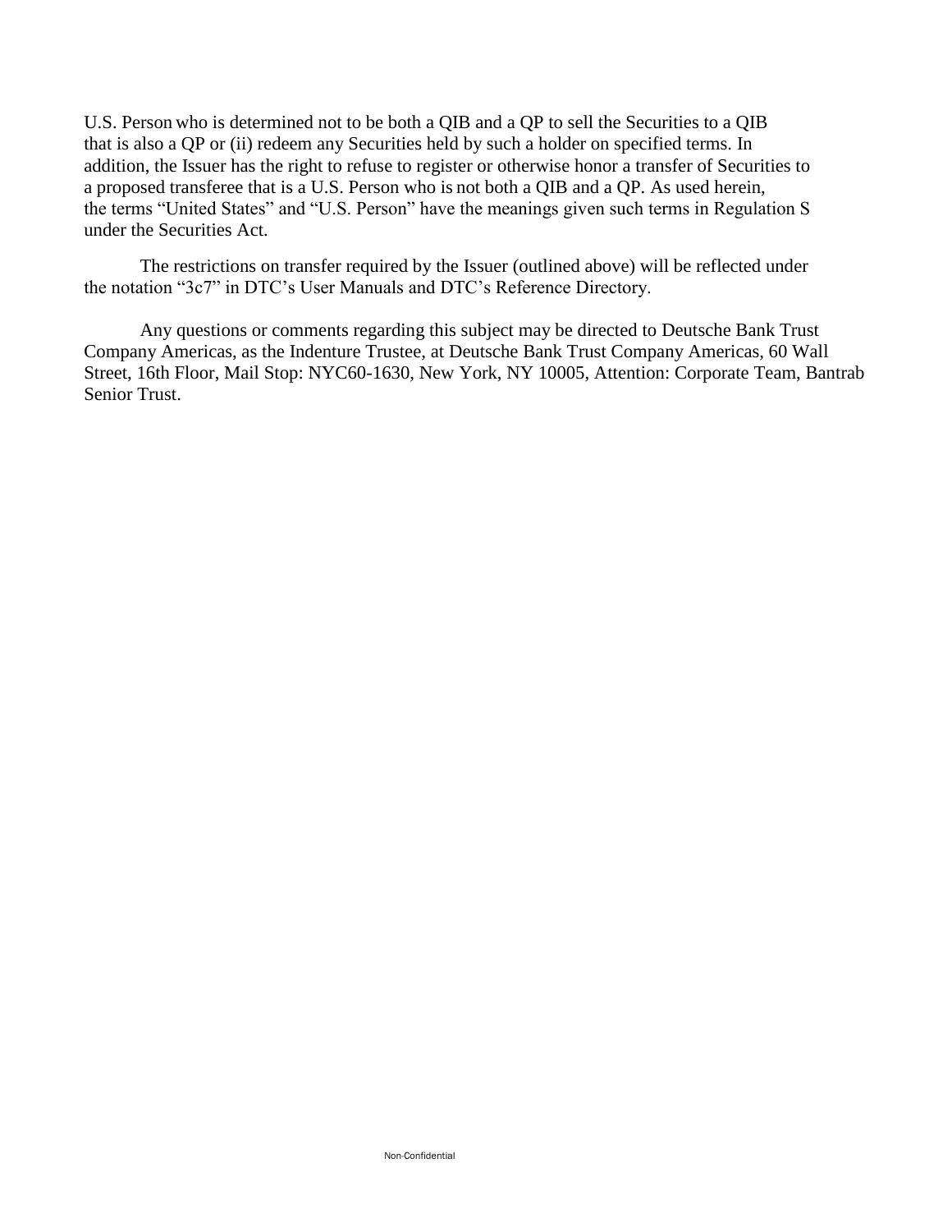U.S. Person who is determined not to be both a QIB and a QP to sell the Securities to a QIB that is also a QP or (ii) redeem any Securities held by such a holder on specified terms. In addition, the Issuer has the right to refuse to register or otherwise honor a transfer of Securities to a proposed transferee that is a U.S. Person who is not both a QIB and a QP. As used herein, the terms "United States" and "U.S. Person" have the meanings given such terms in Regulation S under the Securities Act.

The restrictions on transfer required by the Issuer (outlined above) will be reflected under the notation "3c7" in DTC's User Manuals and DTC's Reference Directory.

Any questions or comments regarding this subject may be directed to Deutsche Bank Trust Company Americas, as the Indenture Trustee, at Deutsche Bank Trust Company Americas, 60 Wall Street, 16th Floor, Mail Stop: NYC60-1630, New York, NY 10005, Attention: Corporate Team, Bantrab Senior Trust.